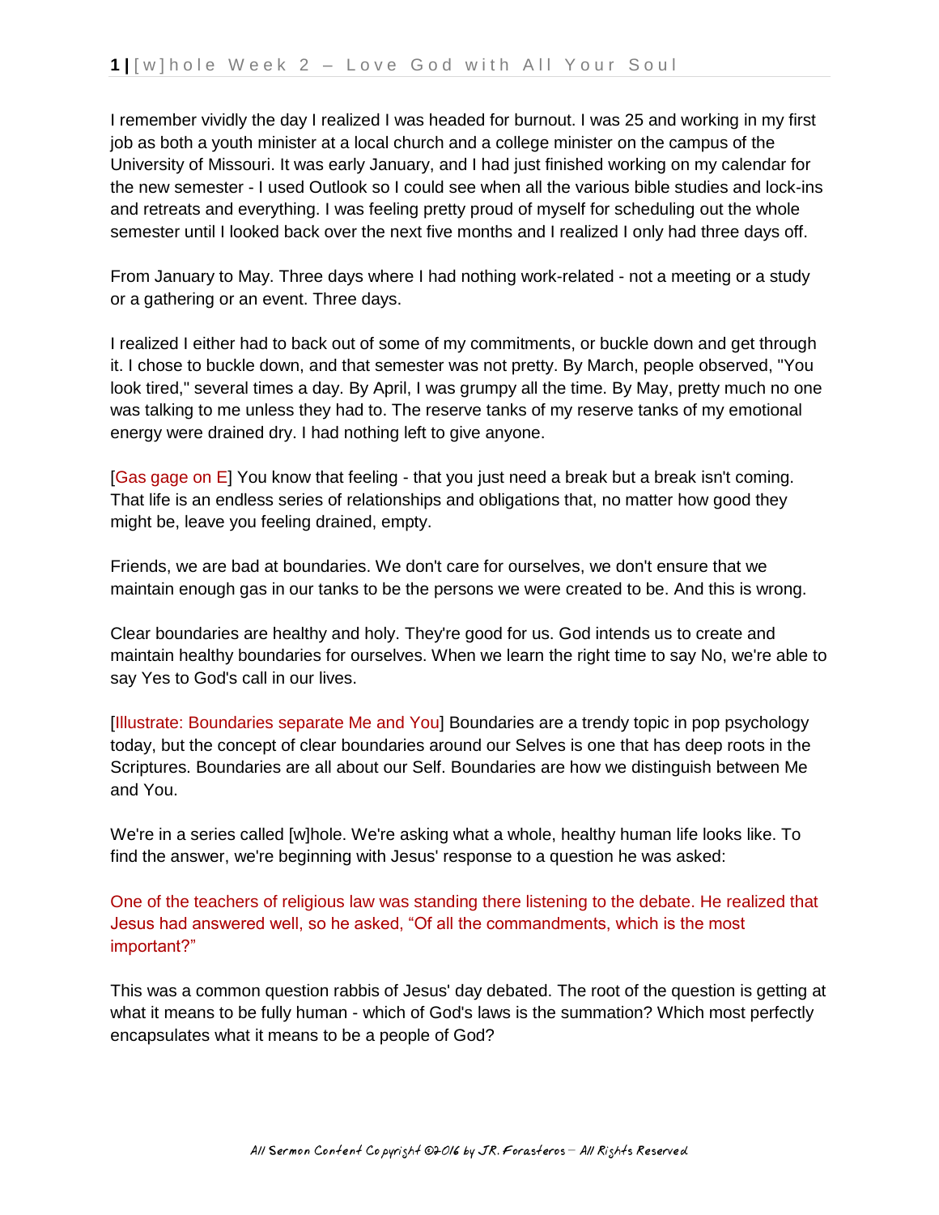I remember vividly the day I realized I was headed for burnout. I was 25 and working in my first job as both a youth minister at a local church and a college minister on the campus of the University of Missouri. It was early January, and I had just finished working on my calendar for the new semester - I used Outlook so I could see when all the various bible studies and lock-ins and retreats and everything. I was feeling pretty proud of myself for scheduling out the whole semester until I looked back over the next five months and I realized I only had three days off.

From January to May. Three days where I had nothing work-related - not a meeting or a study or a gathering or an event. Three days.

I realized I either had to back out of some of my commitments, or buckle down and get through it. I chose to buckle down, and that semester was not pretty. By March, people observed, "You look tired," several times a day. By April, I was grumpy all the time. By May, pretty much no one was talking to me unless they had to. The reserve tanks of my reserve tanks of my emotional energy were drained dry. I had nothing left to give anyone.

[Gas gage on E] You know that feeling - that you just need a break but a break isn't coming. That life is an endless series of relationships and obligations that, no matter how good they might be, leave you feeling drained, empty.

Friends, we are bad at boundaries. We don't care for ourselves, we don't ensure that we maintain enough gas in our tanks to be the persons we were created to be. And this is wrong.

Clear boundaries are healthy and holy. They're good for us. God intends us to create and maintain healthy boundaries for ourselves. When we learn the right time to say No, we're able to say Yes to God's call in our lives.

[Illustrate: Boundaries separate Me and You] Boundaries are a trendy topic in pop psychology today, but the concept of clear boundaries around our Selves is one that has deep roots in the Scriptures. Boundaries are all about our Self. Boundaries are how we distinguish between Me and You.

We're in a series called [w]hole. We're asking what a whole, healthy human life looks like. To find the answer, we're beginning with Jesus' response to a question he was asked:

One of the teachers of religious law was standing there listening to the debate. He realized that Jesus had answered well, so he asked, "Of all the commandments, which is the most important?"

This was a common question rabbis of Jesus' day debated. The root of the question is getting at what it means to be fully human - which of God's laws is the summation? Which most perfectly encapsulates what it means to be a people of God?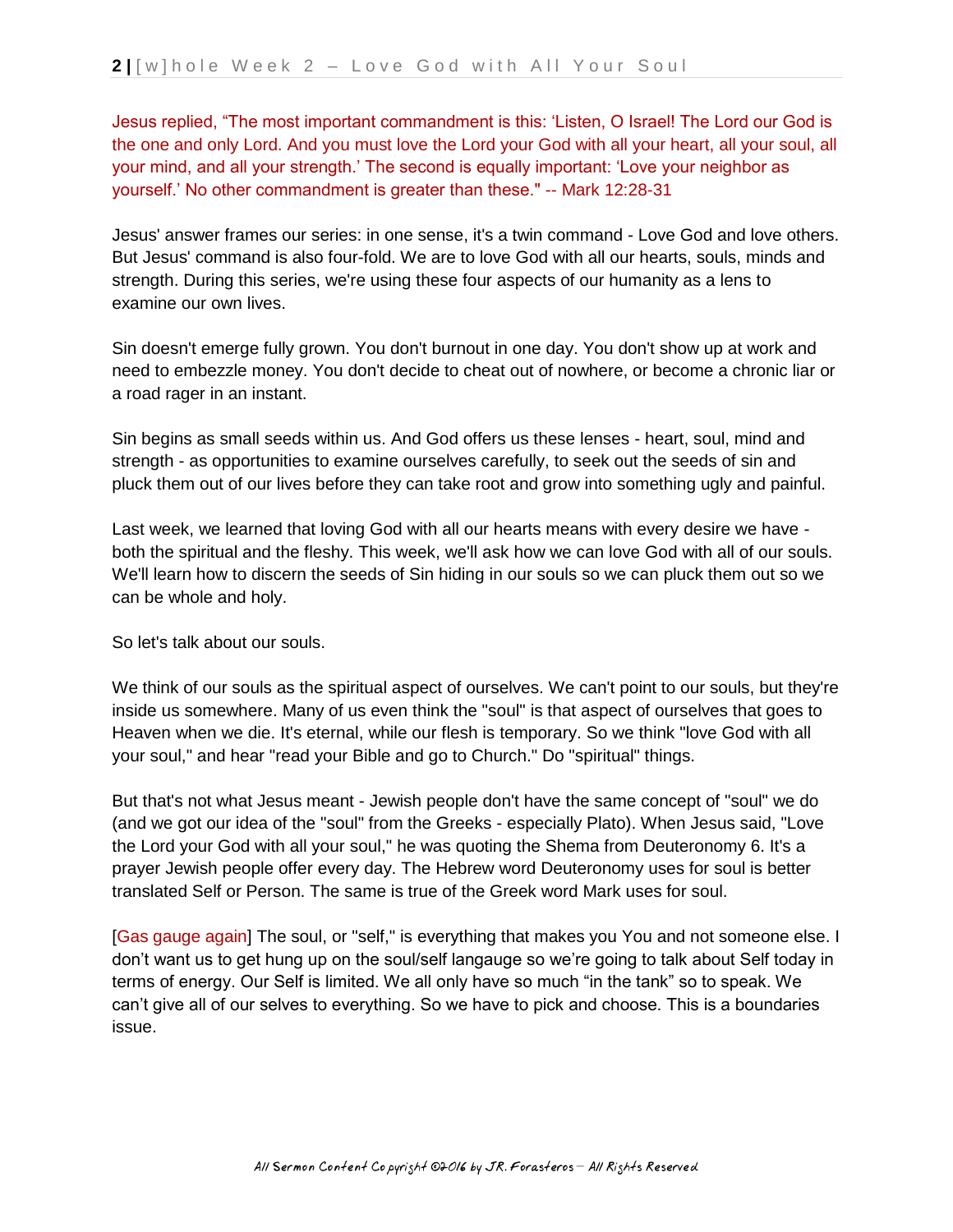Jesus replied, “The most important commandment is this: ‘Listen, O Israel! The Lord our God is the one and only Lord. And you must love the Lord your God with all your heart, all your soul, all your mind, and all your strength.’ The second is equally important: ‘Love your neighbor as yourself.’ No other commandment is greater than these." -- Mark 12:28-31

Jesus' answer frames our series: in one sense, it's a twin command - Love God and love others. But Jesus' command is also four-fold. We are to love God with all our hearts, souls, minds and strength. During this series, we're using these four aspects of our humanity as a lens to examine our own lives.

Sin doesn't emerge fully grown. You don't burnout in one day. You don't show up at work and need to embezzle money. You don't decide to cheat out of nowhere, or become a chronic liar or a road rager in an instant.

Sin begins as small seeds within us. And God offers us these lenses - heart, soul, mind and strength - as opportunities to examine ourselves carefully, to seek out the seeds of sin and pluck them out of our lives before they can take root and grow into something ugly and painful.

Last week, we learned that loving God with all our hearts means with every desire we have - both the spiritual and the fleshy. This week, we'll ask how we can love God with all of our souls. We'll learn how to discern the seeds of Sin hiding in our souls so we can pluck them out so we can be whole and holy.

So let's talk about our souls.

We think of our souls as the spiritual aspect of ourselves. We can't point to our souls, but they're inside us somewhere. Many of us even think the "soul" is that aspect of ourselves that goes to Heaven when we die. It's eternal, while our flesh is temporary. So we think "love God with all your soul," and hear "read your Bible and go to Church." Do "spiritual" things.

But that's not what Jesus meant - Jewish people don't have the same concept of "soul" we do (and we got our idea of the "soul" from the Greeks - especially Plato). When Jesus said, "Love the Lord your God with all your soul," he was quoting the Shema from Deuteronomy 6. It's a prayer Jewish people offer every day. The Hebrew word Deuteronomy uses for soul is better translated Self or Person. The same is true of the Greek word Mark uses for soul.

[Gas gauge again] The soul, or "self," is everything that makes you You and not someone else. I don’t want us to get hung up on the soul/self langauge so we’re going to talk about Self today in terms of energy. Our Self is limited. We all only have so much “in the tank” so to speak. We can’t give all of our selves to everything. So we have to pick and choose. This is a boundaries issue.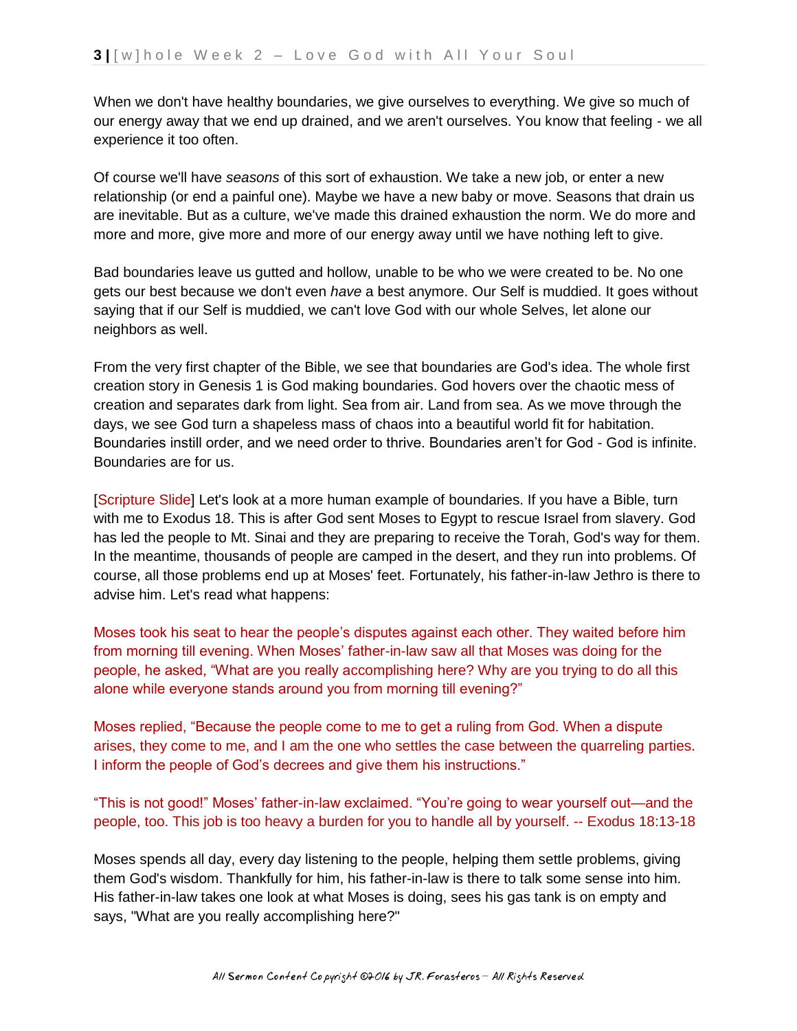When we don't have healthy boundaries, we give ourselves to everything. We give so much of our energy away that we end up drained, and we aren't ourselves. You know that feeling - we all experience it too often.

Of course we'll have *seasons* of this sort of exhaustion. We take a new job, or enter a new relationship (or end a painful one). Maybe we have a new baby or move. Seasons that drain us are inevitable. But as a culture, we've made this drained exhaustion the norm. We do more and more and more, give more and more of our energy away until we have nothing left to give.

Bad boundaries leave us gutted and hollow, unable to be who we were created to be. No one gets our best because we don't even *have* a best anymore. Our Self is muddied. It goes without saying that if our Self is muddied, we can't love God with our whole Selves, let alone our neighbors as well.

From the very first chapter of the Bible, we see that boundaries are God's idea. The whole first creation story in Genesis 1 is God making boundaries. God hovers over the chaotic mess of creation and separates dark from light. Sea from air. Land from sea. As we move through the days, we see God turn a shapeless mass of chaos into a beautiful world fit for habitation. Boundaries instill order, and we need order to thrive. Boundaries aren't for God - God is infinite. Boundaries are for us.

[Scripture Slide] Let's look at a more human example of boundaries. If you have a Bible, turn with me to Exodus 18. This is after God sent Moses to Egypt to rescue Israel from slavery. God has led the people to Mt. Sinai and they are preparing to receive the Torah, God's way for them. In the meantime, thousands of people are camped in the desert, and they run into problems. Of course, all those problems end up at Moses' feet. Fortunately, his father-in-law Jethro is there to advise him. Let's read what happens:

Moses took his seat to hear the people's disputes against each other. They waited before him from morning till evening. When Moses' father-in-law saw all that Moses was doing for the people, he asked, "What are you really accomplishing here? Why are you trying to do all this alone while everyone stands around you from morning till evening?"

Moses replied, "Because the people come to me to get a ruling from God. When a dispute arises, they come to me, and I am the one who settles the case between the quarreling parties. I inform the people of God's decrees and give them his instructions."

"This is not good!" Moses' father-in-law exclaimed. "You're going to wear yourself out—and the people, too. This job is too heavy a burden for you to handle all by yourself. -- Exodus 18:13-18

Moses spends all day, every day listening to the people, helping them settle problems, giving them God's wisdom. Thankfully for him, his father-in-law is there to talk some sense into him. His father-in-law takes one look at what Moses is doing, sees his gas tank is on empty and says, "What are you really accomplishing here?"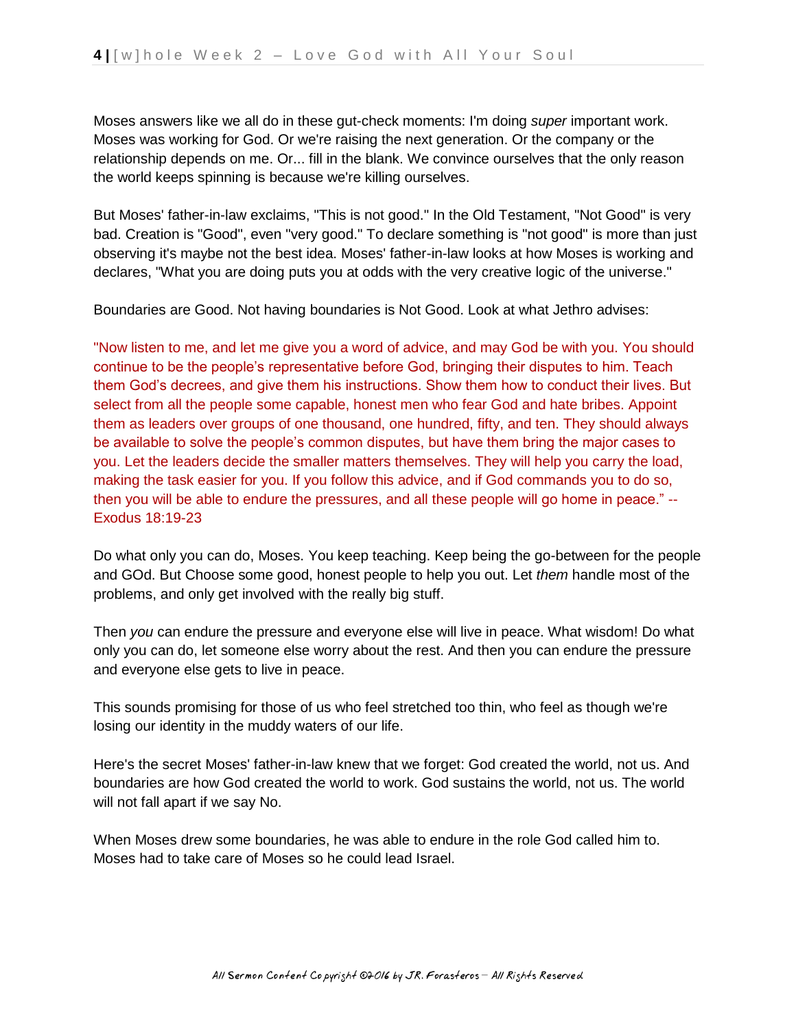Moses answers like we all do in these gut-check moments: I'm doing *super* important work. Moses was working for God. Or we're raising the next generation. Or the company or the relationship depends on me. Or... fill in the blank. We convince ourselves that the only reason the world keeps spinning is because we're killing ourselves.

But Moses' father-in-law exclaims, "This is not good." In the Old Testament, "Not Good" is very bad. Creation is "Good", even "very good." To declare something is "not good" is more than just observing it's maybe not the best idea. Moses' father-in-law looks at how Moses is working and declares, "What you are doing puts you at odds with the very creative logic of the universe."

Boundaries are Good. Not having boundaries is Not Good. Look at what Jethro advises:

"Now listen to me, and let me give you a word of advice, and may God be with you. You should continue to be the people's representative before God, bringing their disputes to him. Teach them God's decrees, and give them his instructions. Show them how to conduct their lives. But select from all the people some capable, honest men who fear God and hate bribes. Appoint them as leaders over groups of one thousand, one hundred, fifty, and ten. They should always be available to solve the people's common disputes, but have them bring the major cases to you. Let the leaders decide the smaller matters themselves. They will help you carry the load, making the task easier for you. If you follow this advice, and if God commands you to do so, then you will be able to endure the pressures, and all these people will go home in peace." -- Exodus 18:19-23

Do what only you can do, Moses. You keep teaching. Keep being the go-between for the people and GOd. But Choose some good, honest people to help you out. Let *them* handle most of the problems, and only get involved with the really big stuff.

Then *you* can endure the pressure and everyone else will live in peace. What wisdom! Do what only you can do, let someone else worry about the rest. And then you can endure the pressure and everyone else gets to live in peace.

This sounds promising for those of us who feel stretched too thin, who feel as though we're losing our identity in the muddy waters of our life.

Here's the secret Moses' father-in-law knew that we forget: God created the world, not us. And boundaries are how God created the world to work. God sustains the world, not us. The world will not fall apart if we say No.

When Moses drew some boundaries, he was able to endure in the role God called him to. Moses had to take care of Moses so he could lead Israel.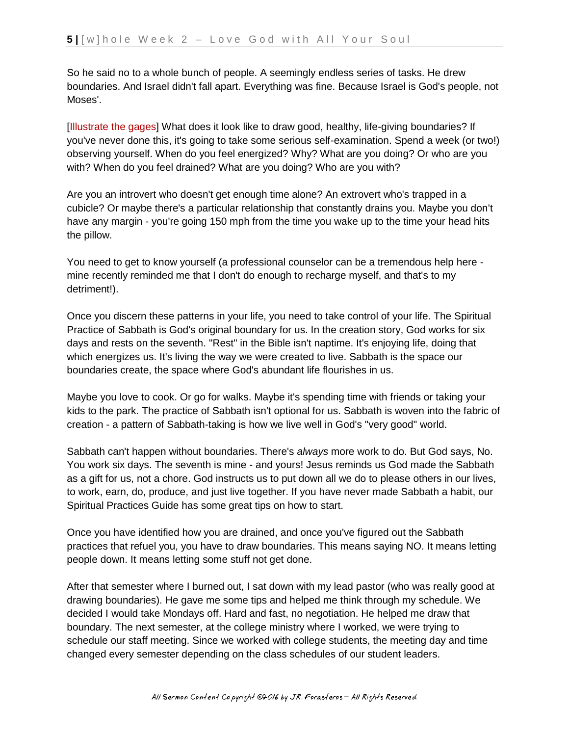So he said no to a whole bunch of people. A seemingly endless series of tasks. He drew boundaries. And Israel didn't fall apart. Everything was fine. Because Israel is God's people, not Moses'.

[Illustrate the gages] What does it look like to draw good, healthy, life-giving boundaries? If you've never done this, it's going to take some serious self-examination. Spend a week (or two!) observing yourself. When do you feel energized? Why? What are you doing? Or who are you with? When do you feel drained? What are you doing? Who are you with?

Are you an introvert who doesn't get enough time alone? An extrovert who's trapped in a cubicle? Or maybe there's a particular relationship that constantly drains you. Maybe you don't have any margin - you're going 150 mph from the time you wake up to the time your head hits the pillow.

You need to get to know yourself (a professional counselor can be a tremendous help here - mine recently reminded me that I don't do enough to recharge myself, and that's to my detriment!).

Once you discern these patterns in your life, you need to take control of your life. The Spiritual Practice of Sabbath is God's original boundary for us. In the creation story, God works for six days and rests on the seventh. "Rest" in the Bible isn't naptime. It's enjoying life, doing that which energizes us. It's living the way we were created to live. Sabbath is the space our boundaries create, the space where God's abundant life flourishes in us.

Maybe you love to cook. Or go for walks. Maybe it's spending time with friends or taking your kids to the park. The practice of Sabbath isn't optional for us. Sabbath is woven into the fabric of creation - a pattern of Sabbath-taking is how we live well in God's "very good" world.

Sabbath can't happen without boundaries. There's *always* more work to do. But God says, No. You work six days. The seventh is mine - and yours! Jesus reminds us God made the Sabbath as a gift for us, not a chore. God instructs us to put down all we do to please others in our lives, to work, earn, do, produce, and just live together. If you have never made Sabbath a habit, our Spiritual Practices Guide has some great tips on how to start.

Once you have identified how you are drained, and once you've figured out the Sabbath practices that refuel you, you have to draw boundaries. This means saying NO. It means letting people down. It means letting some stuff not get done.

After that semester where I burned out, I sat down with my lead pastor (who was really good at drawing boundaries). He gave me some tips and helped me think through my schedule. We decided I would take Mondays off. Hard and fast, no negotiation. He helped me draw that boundary. The next semester, at the college ministry where I worked, we were trying to schedule our staff meeting. Since we worked with college students, the meeting day and time changed every semester depending on the class schedules of our student leaders.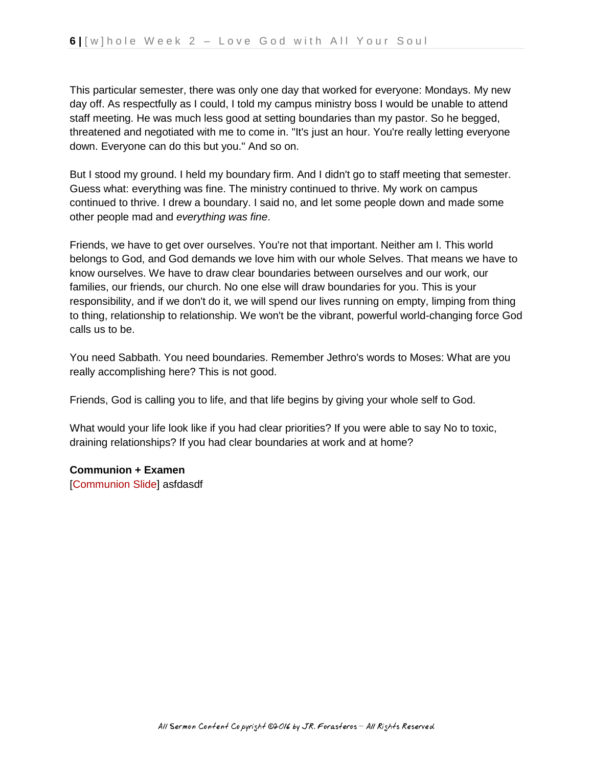This particular semester, there was only one day that worked for everyone: Mondays. My new day off. As respectfully as I could, I told my campus ministry boss I would be unable to attend staff meeting. He was much less good at setting boundaries than my pastor. So he begged, threatened and negotiated with me to come in. "It's just an hour. You're really letting everyone down. Everyone can do this but you." And so on.

But I stood my ground. I held my boundary firm. And I didn't go to staff meeting that semester. Guess what: everything was fine. The ministry continued to thrive. My work on campus continued to thrive. I drew a boundary. I said no, and let some people down and made some other people mad and *everything was fine*.

Friends, we have to get over ourselves. You're not that important. Neither am I. This world belongs to God, and God demands we love him with our whole Selves. That means we have to know ourselves. We have to draw clear boundaries between ourselves and our work, our families, our friends, our church. No one else will draw boundaries for you. This is your responsibility, and if we don't do it, we will spend our lives running on empty, limping from thing to thing, relationship to relationship. We won't be the vibrant, powerful world-changing force God calls us to be.

You need Sabbath. You need boundaries. Remember Jethro's words to Moses: What are you really accomplishing here? This is not good.

Friends, God is calling you to life, and that life begins by giving your whole self to God.

What would your life look like if you had clear priorities? If you were able to say No to toxic, draining relationships? If you had clear boundaries at work and at home?

**Communion + Examen**
[Communion Slide] asfdasdf

All Sermon Content Copyright ©2016 by JR. Forasteros – All Rights Reserved